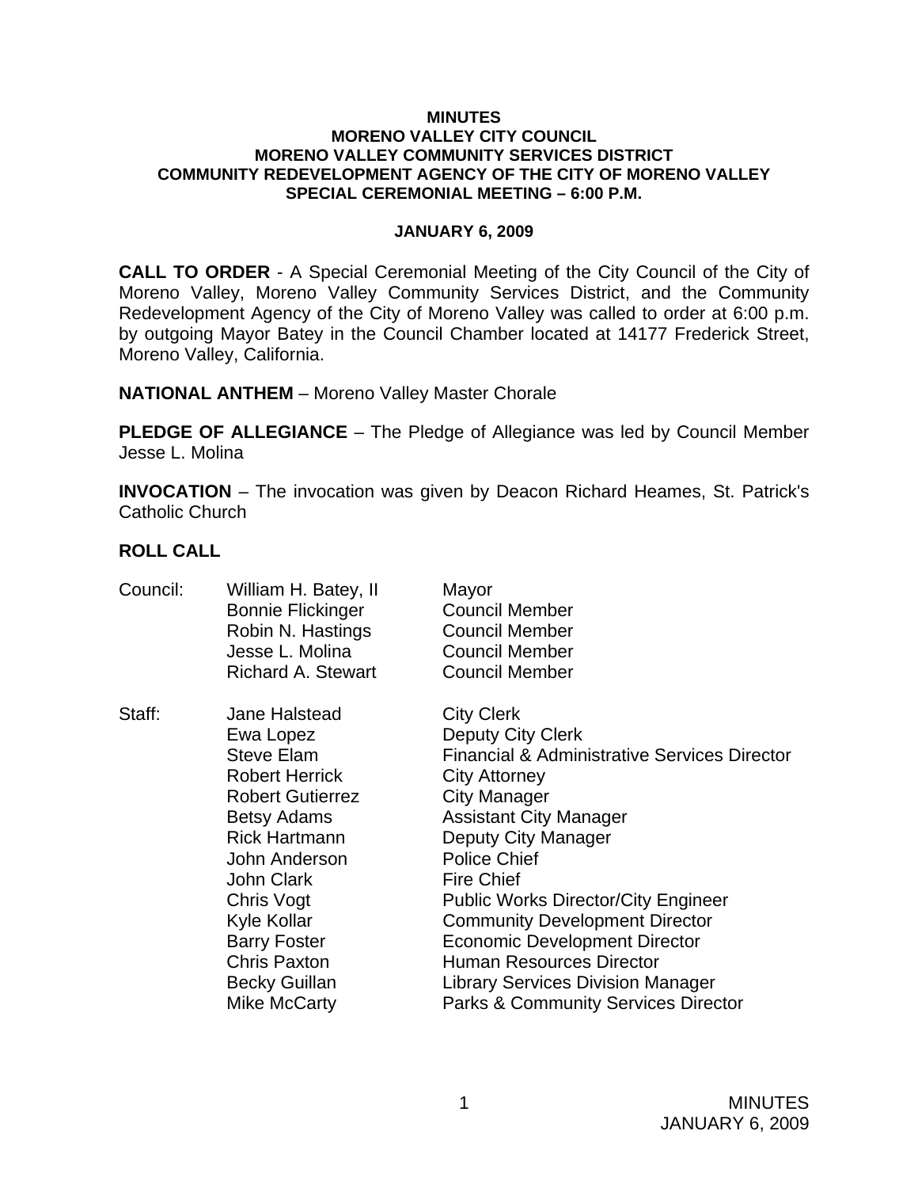**MINUTES**
**MORENO VALLEY CITY COUNCIL**
**MORENO VALLEY COMMUNITY SERVICES DISTRICT**
**COMMUNITY REDEVELOPMENT AGENCY OF THE CITY OF MORENO VALLEY**
**SPECIAL CEREMONIAL MEETING – 6:00 P.M.**

**JANUARY 6, 2009**

**CALL TO ORDER** - A Special Ceremonial Meeting of the City Council of the City of Moreno Valley, Moreno Valley Community Services District, and the Community Redevelopment Agency of the City of Moreno Valley was called to order at 6:00 p.m. by outgoing Mayor Batey in the Council Chamber located at 14177 Frederick Street, Moreno Valley, California.

**NATIONAL ANTHEM** – Moreno Valley Master Chorale

**PLEDGE OF ALLEGIANCE** – The Pledge of Allegiance was led by Council Member Jesse L. Molina

**INVOCATION** – The invocation was given by Deacon Richard Heames, St. Patrick's Catholic Church

**ROLL CALL**

| | | |
|---|---|---|
| Council: | William H. Batey, II | Mayor |
| | Bonnie Flickinger | Council Member |
| | Robin N. Hastings | Council Member |
| | Jesse L. Molina | Council Member |
| | Richard A. Stewart | Council Member |
| Staff: | Jane Halstead | City Clerk |
| | Ewa Lopez | Deputy City Clerk |
| | Steve Elam | Financial & Administrative Services Director |
| | Robert Herrick | City Attorney |
| | Robert Gutierrez | City Manager |
| | Betsy Adams | Assistant City Manager |
| | Rick Hartmann | Deputy City Manager |
| | John Anderson | Police Chief |
| | John Clark | Fire Chief |
| | Chris Vogt | Public Works Director/City Engineer |
| | Kyle Kollar | Community Development Director |
| | Barry Foster | Economic Development Director |
| | Chris Paxton | Human Resources Director |
| | Becky Guillan | Library Services Division Manager |
| | Mike McCarty | Parks & Community Services Director |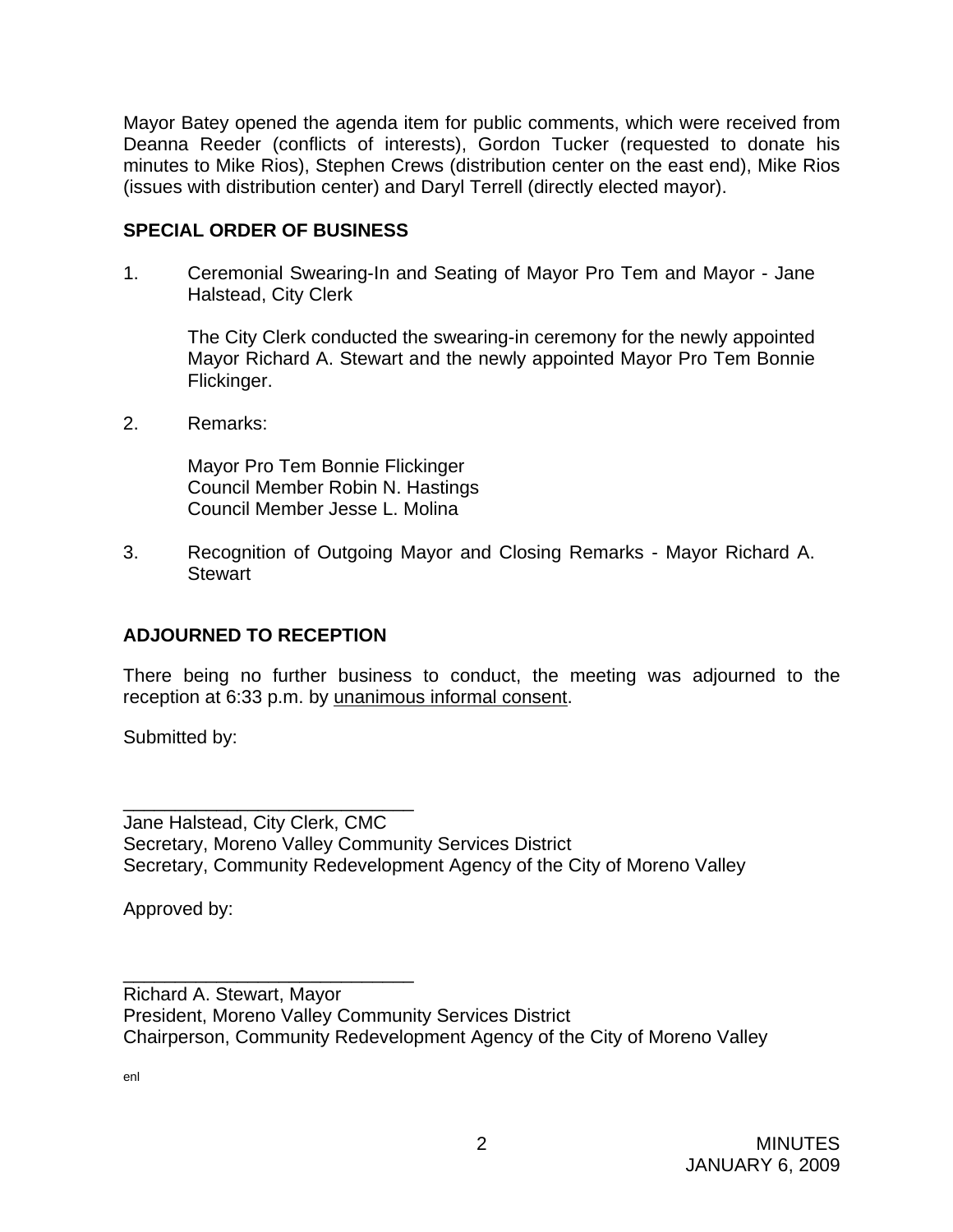Mayor Batey opened the agenda item for public comments, which were received from Deanna Reeder (conflicts of interests), Gordon Tucker (requested to donate his minutes to Mike Rios), Stephen Crews (distribution center on the east end), Mike Rios (issues with distribution center) and Daryl Terrell (directly elected mayor).

## SPECIAL ORDER OF BUSINESS

1. Ceremonial Swearing-In and Seating of Mayor Pro Tem and Mayor - Jane Halstead, City Clerk

   The City Clerk conducted the swearing-in ceremony for the newly appointed Mayor Richard A. Stewart and the newly appointed Mayor Pro Tem Bonnie Flickinger.

2. Remarks:

   Mayor Pro Tem Bonnie Flickinger
   Council Member Robin N. Hastings
   Council Member Jesse L. Molina

3. Recognition of Outgoing Mayor and Closing Remarks - Mayor Richard A. Stewart

## ADJOURNED TO RECEPTION

There being no further business to conduct, the meeting was adjourned to the reception at 6:33 p.m. by unanimous informal consent.

Submitted by:

\_\_\_\_\_\_\_\_\_\_\_\_\_\_\_\_\_\_\_\_\_\_\_\_\_\_\_\_\_\_
Jane Halstead, City Clerk, CMC
Secretary, Moreno Valley Community Services District
Secretary, Community Redevelopment Agency of the City of Moreno Valley

Approved by:

\_\_\_\_\_\_\_\_\_\_\_\_\_\_\_\_\_\_\_\_\_\_\_\_\_\_\_\_\_\_
Richard A. Stewart, Mayor
President, Moreno Valley Community Services District
Chairperson, Community Redevelopment Agency of the City of Moreno Valley

enl